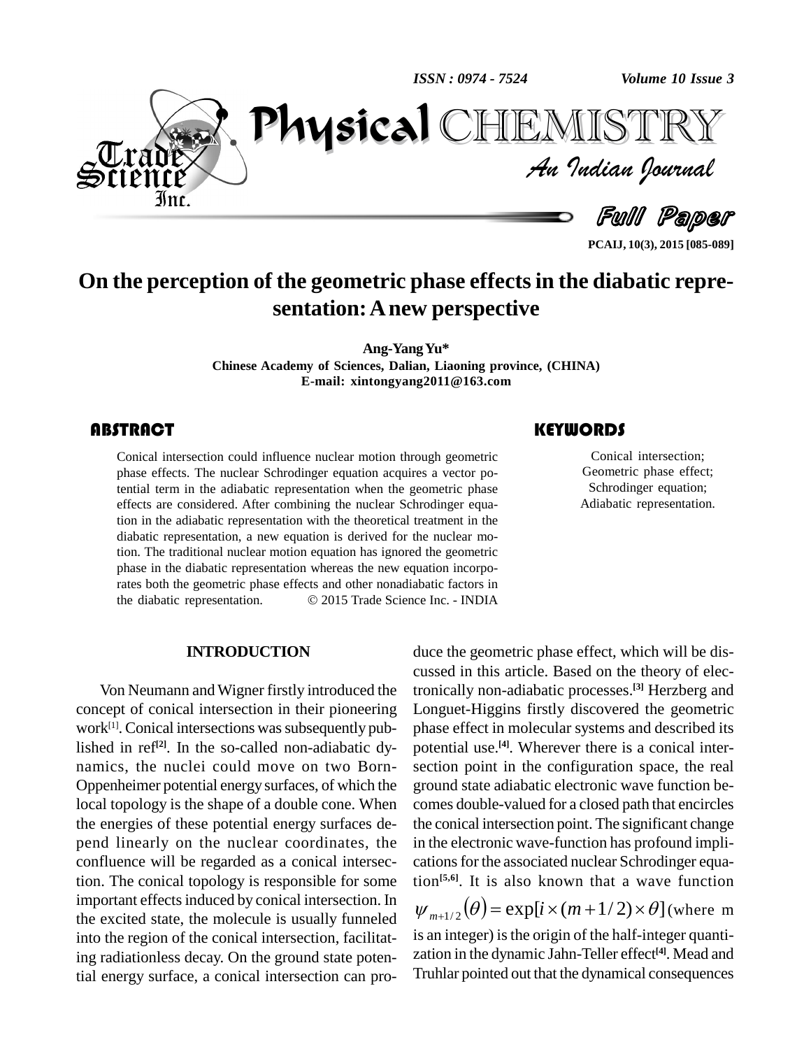# On the perception of the geometric phase effects in the diabatic representation: A new perspective

**Ang-Yang Yu***

**Chinese Academy of Sciences, Dalian, Liaoning province, (CHINA)**

**E-mail: xintongyang2011@163.com**

## ABSTRACT

Conical intersection could influence nuclear motion through geometric phase effects. The nuclear Schrodinger equation acquires a vector potential term in the adiabatic representation when the geometric phase effects are considered. After combining the nuclear Schrodinger equation in the adiabatic representation with the theoretical treatment in the diabatic representation, a new equation is derived for the nuclear motion. The traditional nuclear motion equation has ignored the geometric phase in the diabatic representation whereas the new equation incorporates both the geometric phase effects and other nonadiabatic factors in the diabatic representation. © 2015 Trade Science Inc. - INDIA

## KEYWORDS

Conical intersection;
Geometric phase effect;
Schrodinger equation;
Adiabatic representation.

## INTRODUCTION

Von Neumann and Wigner firstly introduced the concept of conical intersection in their pioneering work[1]. Conical intersections was subsequently published in ref[2]. In the so-called non-adiabatic dynamics, the nuclei could move on two Born-Oppenheimer potential energy surfaces, of which the local topology is the shape of a double cone. When the energies of these potential energy surfaces depend linearly on the nuclear coordinates, the confluence will be regarded as a conical intersection. The conical topology is responsible for some important effects induced by conical intersection. In the excited state, the molecule is usually funneled into the region of the conical intersection, facilitating radiationless decay. On the ground state potential energy surface, a conical intersection can produce the geometric phase effect, which will be discussed in this article. Based on the theory of electronically non-adiabatic processes.[3] Herzberg and Longuet-Higgins firstly discovered the geometric phase effect in molecular systems and described its potential use.[4]. Wherever there is a conical intersection point in the configuration space, the real ground state adiabatic electronic wave function becomes double-valued for a closed path that encircles the conical intersection point. The significant change in the electronic wave-function has profound implications for the associated nuclear Schrodinger equation[5,6]. It is also known that a wave function $\psi_{m+1/2}(\theta) = \exp[i \times (m + 1/2) \times \theta]$ (where m is an integer) is the origin of the half-integer quantization in the dynamic Jahn-Teller effect[4]. Mead and Truhlar pointed out that the dynamical consequences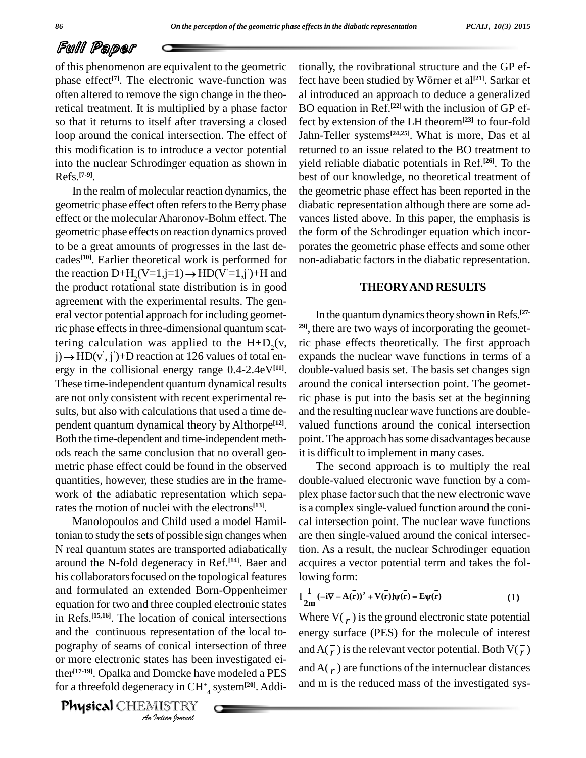of this phenomenon are equivalent to the geometric phase effect[7]. The electronic wave-function was often altered to remove the sign change in the theoretical treatment. It is multiplied by a phase factor so that it returns to itself after traversing a closed loop around the conical intersection. The effect of this modification is to introduce a vector potential into the nuclear Schrodinger equation as shown in Refs.[7-9].

In the realm of molecular reaction dynamics, the geometric phase effect often refers to the Berry phase effect or the molecular Aharonov-Bohm effect. The geometric phase effects on reaction dynamics proved to be a great amounts of progresses in the last decades[10]. Earlier theoretical work is performed for the reaction $D+H_2(V=1,j=1) \rightarrow HD(V'=1,j')+H$ and the product rotational state distribution is in good agreement with the experimental results. The general vector potential approach for including geometric phase effects in three-dimensional quantum scattering calculation was applied to the $H+D_2(v, j) \rightarrow HD(v', j')+D$ reaction at 126 values of total energy in the collisional energy range 0.4-2.4eV[11]. These time-independent quantum dynamical results are not only consistent with recent experimental results, but also with calculations that used a time dependent quantum dynamical theory by Althorpe[12]. Both the time-dependent and time-independent methods reach the same conclusion that no overall geometric phase effect could be found in the observed quantities, however, these studies are in the framework of the adiabatic representation which separates the motion of nuclei with the electrons[13].

Manolopoulos and Child used a model Hamiltonian to study the sets of possible sign changes when N real quantum states are transported adiabatically around the N-fold degeneracy in Ref.[14]. Baer and his collaborators focused on the topological features and formulated an extended Born-Oppenheimer equation for two and three coupled electronic states in Refs.[15,16]. The location of conical intersections and the continuous representation of the local topography of seams of conical intersection of three or more electronic states has been investigated either[17-19]. Opalka and Domcke have modeled a PES for a threefold degeneracy in $CH_4^+$ system[20]. Additionally, the rovibrational structure and the GP effect have been studied by Wörner et al[21]. Sarkar et al introduced an approach to deduce a generalized BO equation in Ref.[22] with the inclusion of GP effect by extension of the LH theorem[23] to four-fold Jahn-Teller systems[24,25]. What is more, Das et al returned to an issue related to the BO treatment to yield reliable diabatic potentials in Ref.[26]. To the best of our knowledge, no theoretical treatment of the geometric phase effect has been reported in the diabatic representation although there are some advances listed above. In this paper, the emphasis is the form of the Schrodinger equation which incorporates the geometric phase effects and some other non-adiabatic factors in the diabatic representation.

## THEORY AND RESULTS

In the quantum dynamics theory shown in Refs.[27-29], there are two ways of incorporating the geometric phase effects theoretically. The first approach expands the nuclear wave functions in terms of a double-valued basis set. The basis set changes sign around the conical intersection point. The geometric phase is put into the basis set at the beginning and the resulting nuclear wave functions are double-valued functions around the conical intersection point. The approach has some disadvantages because it is difficult to implement in many cases.

The second approach is to multiply the real double-valued electronic wave function by a complex phase factor such that the new electronic wave is a complex single-valued function around the conical intersection point. The nuclear wave functions are then single-valued around the conical intersection. As a result, the nuclear Schrodinger equation acquires a vector potential term and takes the following form:

$$[\frac{1}{2m}(-i\nabla - A(\bar{r}))^2 + V(\bar{r})]\psi(\bar{r}) = E\psi(\bar{r}) \tag{1}$$

Where $V(\bar{r})$ is the ground electronic state potential energy surface (PES) for the molecule of interest and $A(\bar{r})$ is the relevant vector potential. Both $V(\bar{r})$ and $A(\bar{r})$ are functions of the internuclear distances and m is the reduced mass of the investigated sys-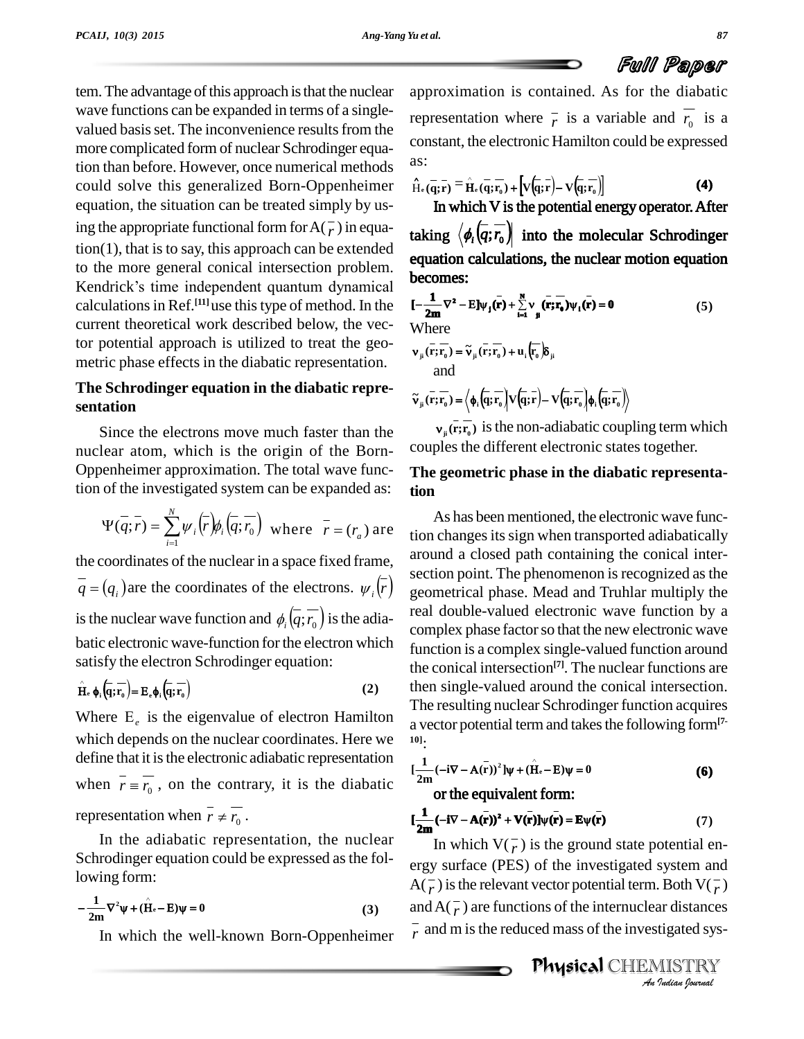tem. The advantage of this approach is that the nuclear wave functions can be expanded in terms of a single-valued basis set. The inconvenience results from the more complicated form of nuclear Schrodinger equation than before. However, once numerical methods could solve this generalized Born-Oppenheimer equation, the situation can be treated simply by using the appropriate functional form for $A(\bar{r})$ in equation(1), that is to say, this approach can be extended to the more general conical intersection problem. Kendrick's time independent quantum dynamical calculations in Ref.[11] use this type of method. In the current theoretical work described below, the vector potential approach is utilized to treat the geometric phase effects in the diabatic representation.

### The Schrodinger equation in the diabatic representation

Since the electrons move much faster than the nuclear atom, which is the origin of the Born-Oppenheimer approximation. The total wave function of the investigated system can be expanded as:

$$\Psi(\bar{q};\bar{r}) = \sum_{i=1}^{N} \psi_i(\bar{r}) \phi_i(\bar{q};\bar{r}_0)$$ where $\bar{r} = (r_a)$ are the coordinates of the nuclear in a space fixed frame, $\bar{q} = (q_i)$ are the coordinates of the electrons. $\psi_i(\bar{r})$ is the nuclear wave function and $\phi_i(\bar{q};\bar{r}_0)$ is the adiabatic electronic wave-function for the electron which satisfy the electron Schrodinger equation:

$$\hat{H}_e \phi_i(\bar{q};\bar{r}_0) = E_e \phi_i(\bar{q};\bar{r}_0) \tag{2}$$

Where $E_e$ is the eigenvalue of electron Hamilton which depends on the nuclear coordinates. Here we define that it is the electronic adiabatic representation when $\bar{r} \equiv \bar{r}_0$, on the contrary, it is the diabatic representation when $\bar{r} \neq \bar{r}_0$.

In the adiabatic representation, the nuclear Schrodinger equation could be expressed as the following form:

$$-\frac{1}{2m}\nabla^2\psi + (\hat{H}_e - E)\psi = 0 \tag{3}$$

In which the well-known Born-Oppenheimer approximation is contained. As for the diabatic representation where $\bar{r}$ is a variable and $\bar{r}_0$ is a constant, the electronic Hamilton could be expressed as:

$$\hat{H}_e(\bar{q};\bar{r}) = \hat{H}_e(\bar{q};\bar{r}_0) + \left[V(\bar{q};\bar{r}) - V(\bar{q};\bar{r}_0)\right] \tag{4}$$

In which V is the potential energy operator. After taking $\langle \phi_i(\bar{q};\bar{r}_0)|$ into the molecular Schrodinger equation calculations, the nuclear motion equation becomes:

$$[-\frac{1}{2m}\nabla^2 - E]\psi_j(\bar{r}) + \sum_{i=1}^{N} v_{ji}(\bar{r};\bar{r}_0)\psi_i(\bar{r}) = 0 \tag{5}$$

Where

$$v_{ji}(\bar{r};\bar{r}_0) = \tilde{v}_{ji}(\bar{r};\bar{r}_0) + u_i(\bar{r}_0)\delta_{ji}$$

and

$$\tilde{v}_{ji}(\bar{r};\bar{r}_0) = \langle \phi_i(\bar{q};\bar{r}_0)|V(\bar{q};\bar{r}) - V(\bar{q};\bar{r}_0)|\phi_i(\bar{q};\bar{r}_0)\rangle$$

$v_{ji}(\bar{r};\bar{r}_0)$ is the non-adiabatic coupling term which couples the different electronic states together.

### The geometric phase in the diabatic representation

As has been mentioned, the electronic wave function changes its sign when transported adiabatically around a closed path containing the conical intersection point. The phenomenon is recognized as the geometrical phase. Mead and Truhlar multiply the real double-valued electronic wave function by a complex phase factor so that the new electronic wave function is a complex single-valued function around the conical intersection[7]. The nuclear functions are then single-valued around the conical intersection. The resulting nuclear Schrodinger function acquires a vector potential term and takes the following form[7-10]:

$$[\frac{1}{2m}(-i\nabla - A(\bar{r}))^2]\psi + (\hat{H}_e - E)\psi = 0 \tag{6}$$

or the equivalent form:

$$[\frac{1}{2m}(-i\nabla - A(\bar{r}))^2 + V(\bar{r})]\psi(\bar{r}) = E\psi(\bar{r}) \tag{7}$$

In which $V(\bar{r})$ is the ground state potential energy surface (PES) of the investigated system and $A(\bar{r})$ is the relevant vector potential term. Both $V(\bar{r})$ and $A(\bar{r})$ are functions of the internuclear distances $\bar{r}$ and m is the reduced mass of the investigated sys-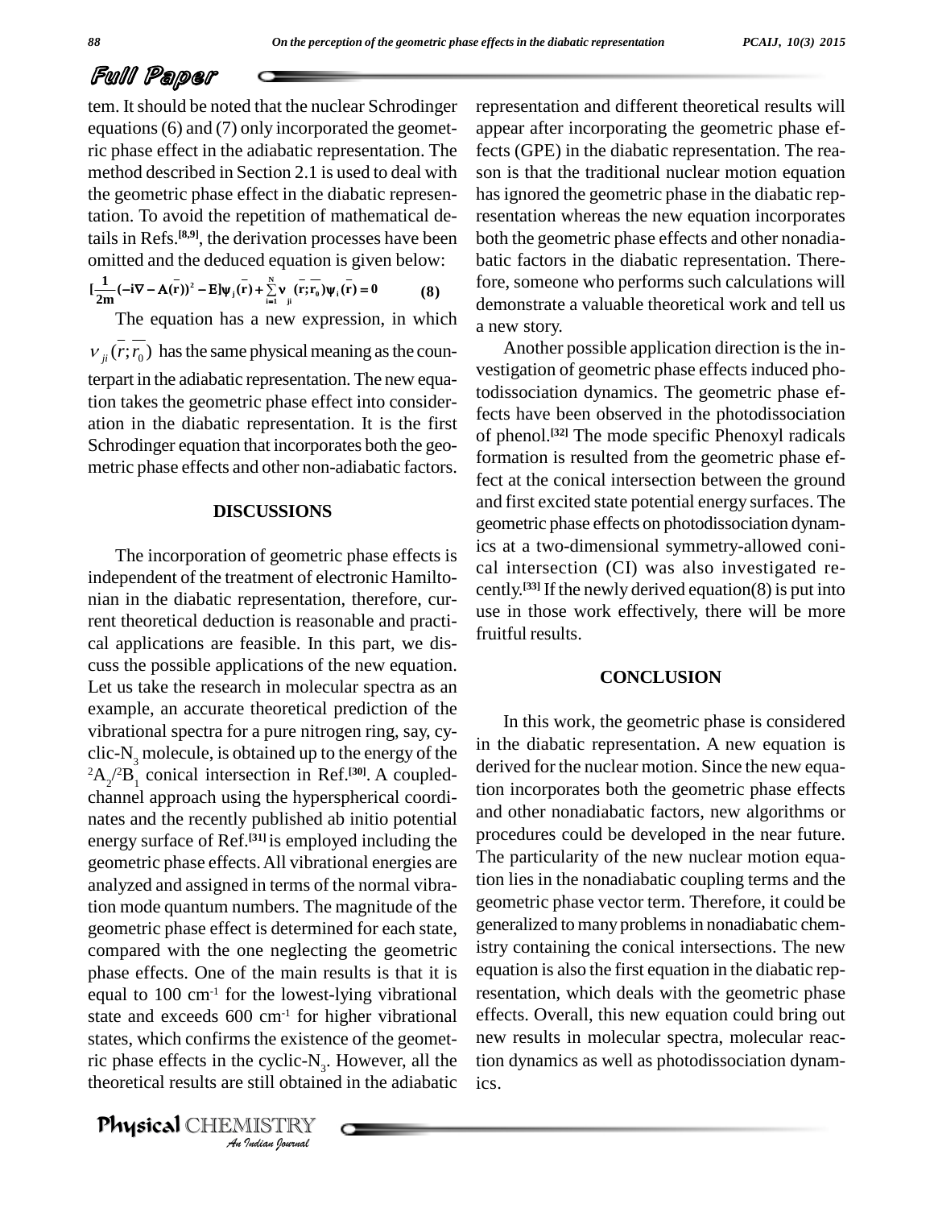tem. It should be noted that the nuclear Schrodinger equations (6) and (7) only incorporated the geometric phase effect in the adiabatic representation. The method described in Section 2.1 is used to deal with the geometric phase effect in the diabatic representation. To avoid the repetition of mathematical details in Refs.[8,9], the derivation processes have been omitted and the deduced equation is given below:

$$[\frac{1}{2m}(-i\nabla - A(\bar{r}))^2 - E]\psi_j(\bar{r}) + \sum_{i=1}^{N} \nu_{ji}(\bar{r};\bar{r}_0)\psi_i(\bar{r}) = 0 \qquad (8)$$

The equation has a new expression, in which $\nu_{ji}(\bar{r};\bar{r}_0)$ has the same physical meaning as the counterpart in the adiabatic representation. The new equation takes the geometric phase effect into consideration in the diabatic representation. It is the first Schrodinger equation that incorporates both the geometric phase effects and other non-adiabatic factors.

## DISCUSSIONS

The incorporation of geometric phase effects is independent of the treatment of electronic Hamiltonian in the diabatic representation, therefore, current theoretical deduction is reasonable and practical applications are feasible. In this part, we discuss the possible applications of the new equation. Let us take the research in molecular spectra as an example, an accurate theoretical prediction of the vibrational spectra for a pure nitrogen ring, say, cyclic-$N_3$ molecule, is obtained up to the energy of the $^2A_2/^2B_1$ conical intersection in Ref.[30]. A coupled-channel approach using the hyperspherical coordinates and the recently published ab initio potential energy surface of Ref.[31] is employed including the geometric phase effects. All vibrational energies are analyzed and assigned in terms of the normal vibration mode quantum numbers. The magnitude of the geometric phase effect is determined for each state, compared with the one neglecting the geometric phase effects. One of the main results is that it is equal to 100 $cm^{-1}$ for the lowest-lying vibrational state and exceeds 600 $cm^{-1}$ for higher vibrational states, which confirms the existence of the geometric phase effects in the cyclic-$N_3$. However, all the theoretical results are still obtained in the adiabatic representation and different theoretical results will appear after incorporating the geometric phase effects (GPE) in the diabatic representation. The reason is that the traditional nuclear motion equation has ignored the geometric phase in the diabatic representation whereas the new equation incorporates both the geometric phase effects and other nonadiabatic factors in the diabatic representation. Therefore, someone who performs such calculations will demonstrate a valuable theoretical work and tell us a new story.

Another possible application direction is the investigation of geometric phase effects induced photodissociation dynamics. The geometric phase effects have been observed in the photodissociation of phenol.[32] The mode specific Phenoxyl radicals formation is resulted from the geometric phase effect at the conical intersection between the ground and first excited state potential energy surfaces. The geometric phase effects on photodissociation dynamics at a two-dimensional symmetry-allowed conical intersection (CI) was also investigated recently.[33] If the newly derived equation(8) is put into use in those work effectively, there will be more fruitful results.

## CONCLUSION

In this work, the geometric phase is considered in the diabatic representation. A new equation is derived for the nuclear motion. Since the new equation incorporates both the geometric phase effects and other nonadiabatic factors, new algorithms or procedures could be developed in the near future. The particularity of the new nuclear motion equation lies in the nonadiabatic coupling terms and the geometric phase vector term. Therefore, it could be generalized to many problems in nonadiabatic chemistry containing the conical intersections. The new equation is also the first equation in the diabatic representation, which deals with the geometric phase effects. Overall, this new equation could bring out new results in molecular spectra, molecular reaction dynamics as well as photodissociation dynamics.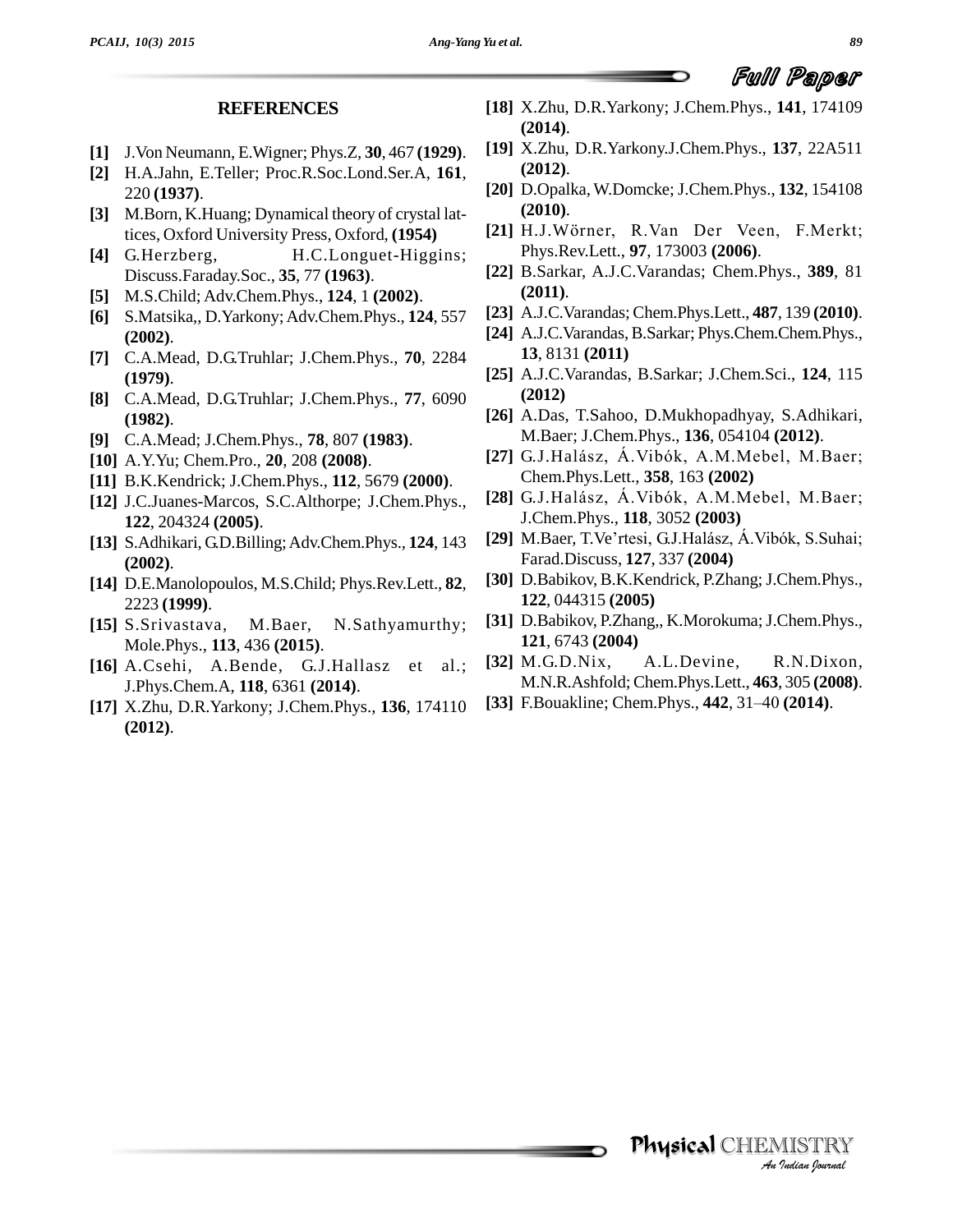## REFERENCES

**[1]** J.Von Neumann, E.Wigner; Phys.Z, **30**, 467 **(1929)**.

**[2]** H.A.Jahn, E.Teller; Proc.R.Soc.Lond.Ser.A, **161**, 220 **(1937)**.

**[3]** M.Born, K.Huang; Dynamical theory of crystal lattices, Oxford University Press, Oxford, **(1954)**

**[4]** G.Herzberg, H.C.Longuet-Higgins; Discuss.Faraday.Soc., **35**, 77 **(1963)**.

**[5]** M.S.Child; Adv.Chem.Phys., **124**, 1 **(2002)**.

**[6]** S.Matsika,, D.Yarkony; Adv.Chem.Phys., **124**, 557 **(2002)**.

**[7]** C.A.Mead, D.G.Truhlar; J.Chem.Phys., **70**, 2284 **(1979)**.

**[8]** C.A.Mead, D.G.Truhlar; J.Chem.Phys., **77**, 6090 **(1982)**.

**[9]** C.A.Mead; J.Chem.Phys., **78**, 807 **(1983)**.

**[10]** A.Y.Yu; Chem.Pro., **20**, 208 **(2008)**.

**[11]** B.K.Kendrick; J.Chem.Phys., **112**, 5679 **(2000)**.

**[12]** J.C.Juanes-Marcos, S.C.Althorpe; J.Chem.Phys., **122**, 204324 **(2005)**.

**[13]** S.Adhikari, G.D.Billing; Adv.Chem.Phys., **124**, 143 **(2002)**.

**[14]** D.E.Manolopoulos, M.S.Child; Phys.Rev.Lett., **82**, 2223 **(1999)**.

**[15]** S.Srivastava, M.Baer, N.Sathyamurthy; Mole.Phys., **113**, 436 **(2015)**.

**[16]** A.Csehi, A.Bende, G.J.Hallasz et al.; J.Phys.Chem.A, **118**, 6361 **(2014)**.

**[17]** X.Zhu, D.R.Yarkony; J.Chem.Phys., **136**, 174110 **(2012)**.

**[18]** X.Zhu, D.R.Yarkony; J.Chem.Phys., **141**, 174109 **(2014)**.

**[19]** X.Zhu, D.R.Yarkony.J.Chem.Phys., **137**, 22A511 **(2012)**.

**[20]** D.Opalka, W.Domcke; J.Chem.Phys., **132**, 154108 **(2010)**.

**[21]** H.J.Wörner, R.Van Der Veen, F.Merkt; Phys.Rev.Lett., **97**, 173003 **(2006)**.

**[22]** B.Sarkar, A.J.C.Varandas; Chem.Phys., **389**, 81 **(2011)**.

**[23]** A.J.C.Varandas; Chem.Phys.Lett., **487**, 139 **(2010)**.

**[24]** A.J.C.Varandas, B.Sarkar; Phys.Chem.Chem.Phys., **13**, 8131 **(2011)**

**[25]** A.J.C.Varandas, B.Sarkar; J.Chem.Sci., **124**, 115 **(2012)**

**[26]** A.Das, T.Sahoo, D.Mukhopadhyay, S.Adhikari, M.Baer; J.Chem.Phys., **136**, 054104 **(2012)**.

**[27]** G.J.Halász, Á.Vibók, A.M.Mebel, M.Baer; Chem.Phys.Lett., **358**, 163 **(2002)**

**[28]** G.J.Halász, Á.Vibók, A.M.Mebel, M.Baer; J.Chem.Phys., **118**, 3052 **(2003)**

**[29]** M.Baer, T.Ve'rtesi, G.J.Halász, Á.Vibók, S.Suhai; Farad.Discuss, **127**, 337 **(2004)**

**[30]** D.Babikov, B.K.Kendrick, P.Zhang; J.Chem.Phys., **122**, 044315 **(2005)**

**[31]** D.Babikov, P.Zhang,, K.Morokuma; J.Chem.Phys., **121**, 6743 **(2004)**

**[32]** M.G.D.Nix, A.L.Devine, R.N.Dixon, M.N.R.Ashfold; Chem.Phys.Lett., **463**, 305 **(2008)**.

**[33]** F.Bouakline; Chem.Phys., **442**, 31–40 **(2014)**.